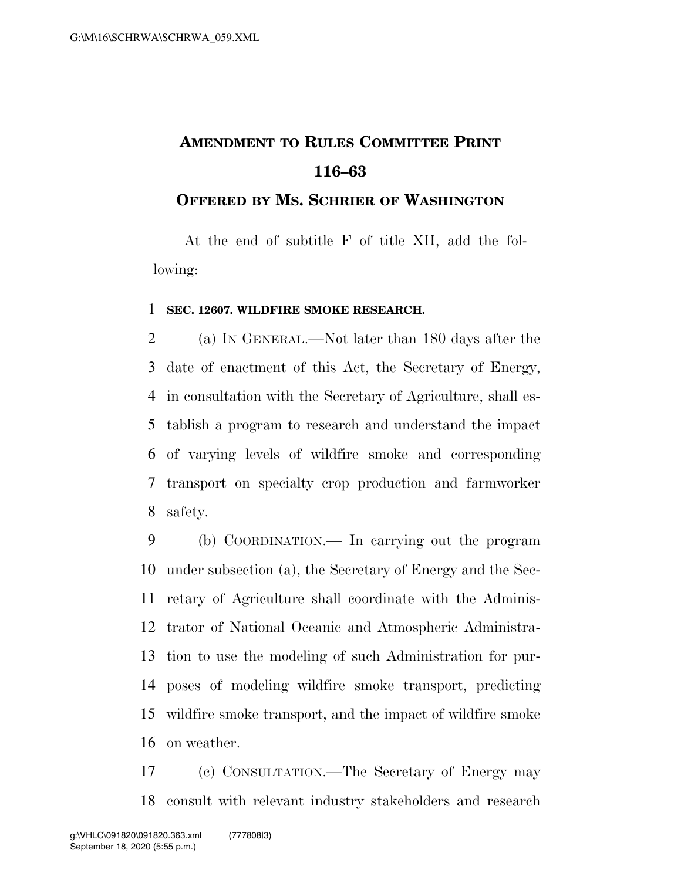# Amendment to Rules Committee Print 116–63

## Offered by Ms. Schrier of Washington

At the end of subtitle F of title XII, add the following:

**SEC. 12607. WILDFIRE SMOKE RESEARCH.**

(a) In General.—Not later than 180 days after the date of enactment of this Act, the Secretary of Energy, in consultation with the Secretary of Agriculture, shall establish a program to research and understand the impact of varying levels of wildfire smoke and corresponding transport on specialty crop production and farmworker safety.

(b) Coordination.— In carrying out the program under subsection (a), the Secretary of Energy and the Secretary of Agriculture shall coordinate with the Administrator of National Oceanic and Atmospheric Administration to use the modeling of such Administration for purposes of modeling wildfire smoke transport, predicting wildfire smoke transport, and the impact of wildfire smoke on weather.

(c) Consultation.—The Secretary of Energy may consult with relevant industry stakeholders and research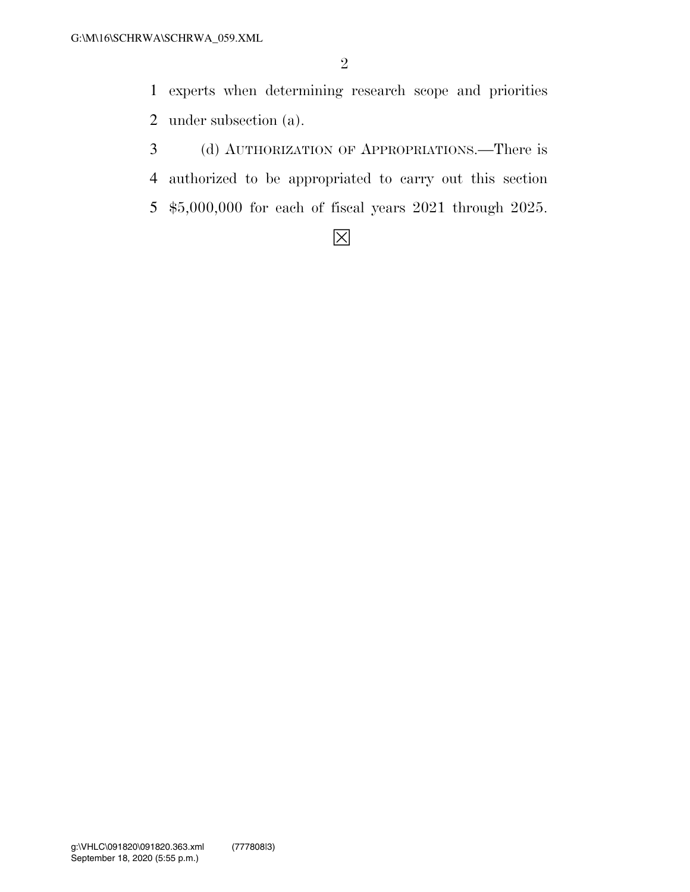experts when determining research scope and priorities under subsection (a).

(d) AUTHORIZATION OF APPROPRIATIONS.—There is authorized to be appropriated to carry out this section $5,000,000 for each of fiscal years 2021 through 2025.